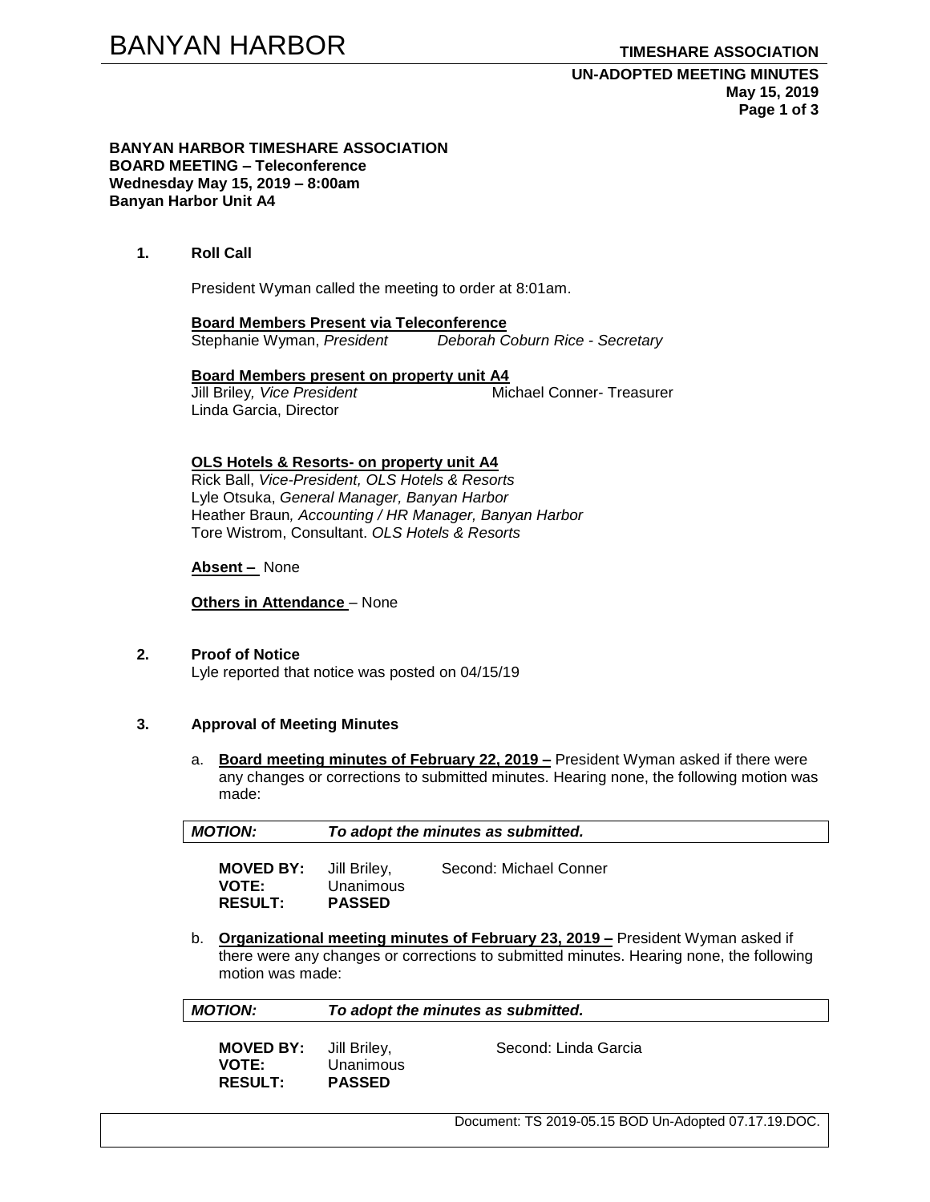**BANYAN HARBOR TIMESHARE ASSOCIATION**
**BOARD MEETING – Teleconference**
**Wednesday May 15, 2019 – 8:00am**
**Banyan Harbor Unit A4**

### 1. Roll Call

President Wyman called the meeting to order at 8:01am.

**Board Members Present via Teleconference**
Stephanie Wyman, *President*
*Deborah Coburn Rice - Secretary*

**Board Members present on property unit A4**
Jill Briley, *Vice President*
Michael Conner- Treasurer
Linda Garcia, Director

**OLS Hotels & Resorts- on property unit A4**
Rick Ball, *Vice-President, OLS Hotels & Resorts*
Lyle Otsuka, *General Manager, Banyan Harbor*
Heather Braun, *Accounting / HR Manager, Banyan Harbor*
Tore Wistrom, Consultant. *OLS Hotels & Resorts*

**Absent –** None

**Others in Attendance** – None

### 2. Proof of Notice

Lyle reported that notice was posted on 04/15/19

### 3. Approval of Meeting Minutes

a. **Board meeting minutes of February 22, 2019 –** President Wyman asked if there were any changes or corrections to submitted minutes. Hearing none, the following motion was made:

***MOTION:*** ***To adopt the minutes as submitted.***

**MOVED BY:** Jill Briley, Second: Michael Conner
**VOTE:** Unanimous
**RESULT:** **PASSED**

b. **Organizational meeting minutes of February 23, 2019 –** President Wyman asked if there were any changes or corrections to submitted minutes. Hearing none, the following motion was made:

***MOTION:*** ***To adopt the minutes as submitted.***

**MOVED BY:** Jill Briley, Second: Linda Garcia
**VOTE:** Unanimous
**RESULT:** **PASSED**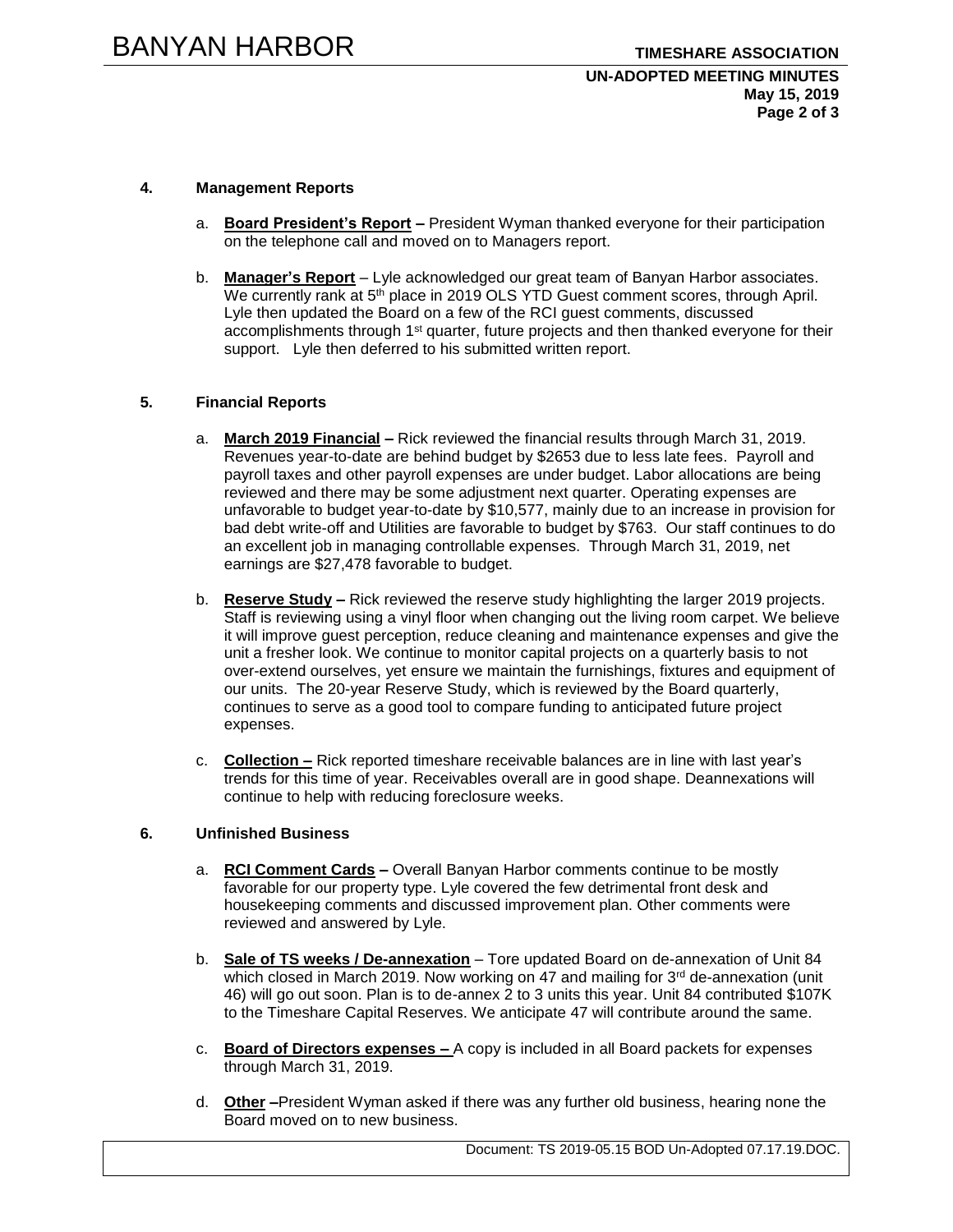### 4. Management Reports

a. **<u>Board President's Report</u> –** President Wyman thanked everyone for their participation on the telephone call and moved on to Managers report.

b. **<u>Manager's Report</u>** – Lyle acknowledged our great team of Banyan Harbor associates. We currently rank at 5th place in 2019 OLS YTD Guest comment scores, through April. Lyle then updated the Board on a few of the RCI guest comments, discussed accomplishments through 1st quarter, future projects and then thanked everyone for their support. Lyle then deferred to his submitted written report.

### 5. Financial Reports

a. **<u>March 2019 Financial</u> –** Rick reviewed the financial results through March 31, 2019. Revenues year-to-date are behind budget by $2653 due to less late fees. Payroll and payroll taxes and other payroll expenses are under budget. Labor allocations are being reviewed and there may be some adjustment next quarter. Operating expenses are unfavorable to budget year-to-date by $10,577, mainly due to an increase in provision for bad debt write-off and Utilities are favorable to budget by $763. Our staff continues to do an excellent job in managing controllable expenses. Through March 31, 2019, net earnings are $27,478 favorable to budget.

b. **<u>Reserve Study</u> –** Rick reviewed the reserve study highlighting the larger 2019 projects. Staff is reviewing using a vinyl floor when changing out the living room carpet. We believe it will improve guest perception, reduce cleaning and maintenance expenses and give the unit a fresher look. We continue to monitor capital projects on a quarterly basis to not over-extend ourselves, yet ensure we maintain the furnishings, fixtures and equipment of our units. The 20-year Reserve Study, which is reviewed by the Board quarterly, continues to serve as a good tool to compare funding to anticipated future project expenses.

c. **<u>Collection –</u>** Rick reported timeshare receivable balances are in line with last year's trends for this time of year. Receivables overall are in good shape. Deannexations will continue to help with reducing foreclosure weeks.

### 6. Unfinished Business

a. **<u>RCI Comment Cards</u> –** Overall Banyan Harbor comments continue to be mostly favorable for our property type. Lyle covered the few detrimental front desk and housekeeping comments and discussed improvement plan. Other comments were reviewed and answered by Lyle.

b. **<u>Sale of TS weeks / De-annexation</u>** – Tore updated Board on de-annexation of Unit 84 which closed in March 2019. Now working on 47 and mailing for 3rd de-annexation (unit 46) will go out soon. Plan is to de-annex 2 to 3 units this year. Unit 84 contributed $107K to the Timeshare Capital Reserves. We anticipate 47 will contribute around the same.

c. **<u>Board of Directors expenses –</u>** A copy is included in all Board packets for expenses through March 31, 2019.

d. **<u>Other</u> –**President Wyman asked if there was any further old business, hearing none the Board moved on to new business.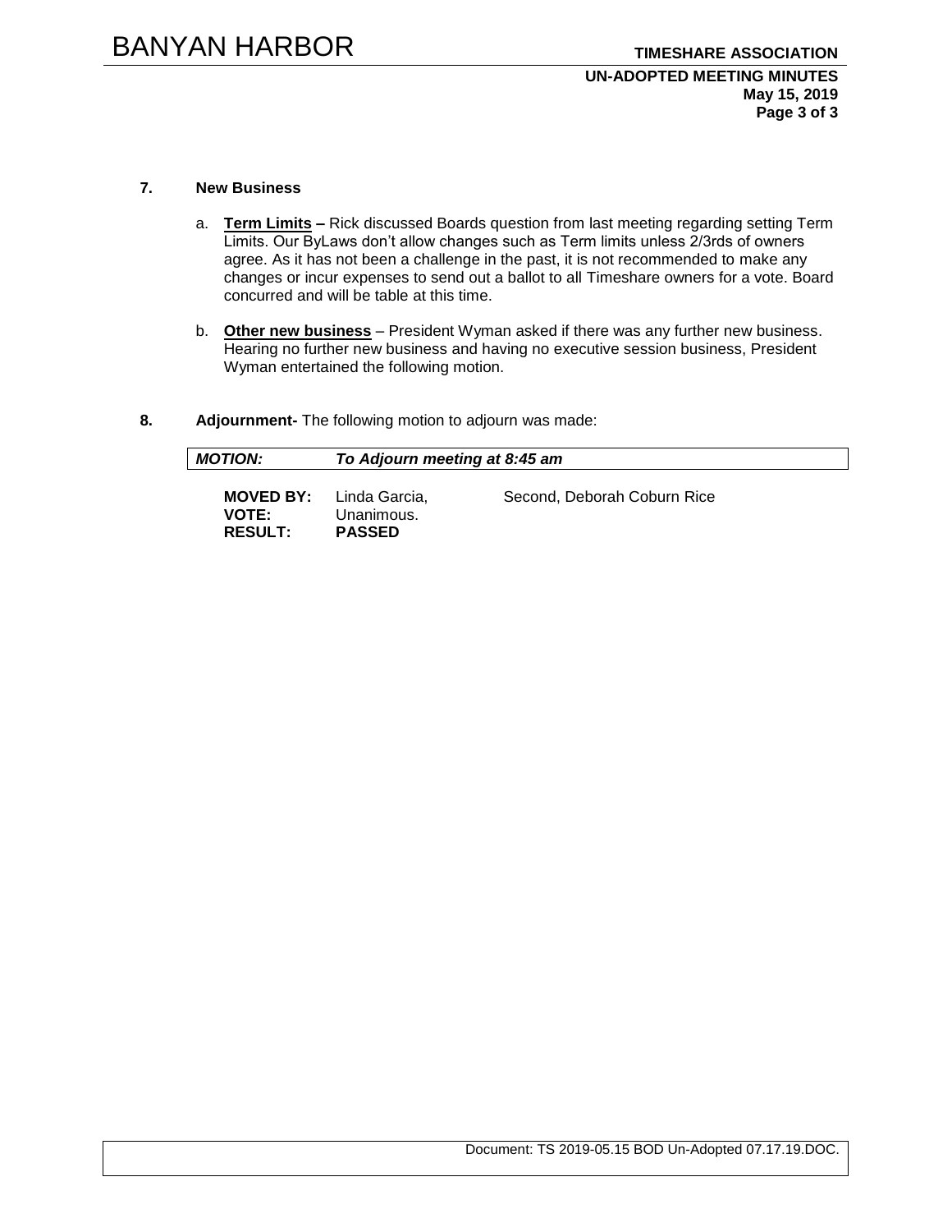**7. New Business**

a. **Term Limits –** Rick discussed Boards question from last meeting regarding setting Term Limits. Our ByLaws don't allow changes such as Term limits unless 2/3rds of owners agree. As it has not been a challenge in the past, it is not recommended to make any changes or incur expenses to send out a ballot to all Timeshare owners for a vote. Board concurred and will be table at this time.

b. **Other new business** – President Wyman asked if there was any further new business. Hearing no further new business and having no executive session business, President Wyman entertained the following motion.

**8. Adjournment-** The following motion to adjourn was made:

***MOTION:*** ***To Adjourn meeting at 8:45 am***

| | | |
|---|---|---|
| **MOVED BY:** | Linda Garcia, | Second, Deborah Coburn Rice |
| **VOTE:** | Unanimous. | |
| **RESULT:** | **PASSED** | |

Document: TS 2019-05.15 BOD Un-Adopted 07.17.19.DOC.